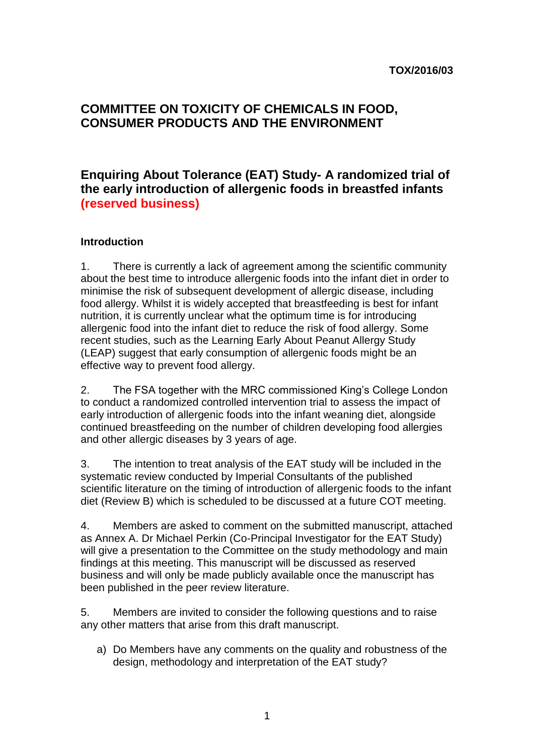**TOX/2016/03**

## COMMITTEE ON TOXICITY OF CHEMICALS IN FOOD, CONSUMER PRODUCTS AND THE ENVIRONMENT

## Enquiring About Tolerance (EAT) Study- A randomized trial of the early introduction of allergenic foods in breastfed infants (reserved business)

### Introduction

1. There is currently a lack of agreement among the scientific community about the best time to introduce allergenic foods into the infant diet in order to minimise the risk of subsequent development of allergic disease, including food allergy. Whilst it is widely accepted that breastfeeding is best for infant nutrition, it is currently unclear what the optimum time is for introducing allergenic food into the infant diet to reduce the risk of food allergy. Some recent studies, such as the Learning Early About Peanut Allergy Study (LEAP) suggest that early consumption of allergenic foods might be an effective way to prevent food allergy.

2. The FSA together with the MRC commissioned King's College London to conduct a randomized controlled intervention trial to assess the impact of early introduction of allergenic foods into the infant weaning diet, alongside continued breastfeeding on the number of children developing food allergies and other allergic diseases by 3 years of age.

3. The intention to treat analysis of the EAT study will be included in the systematic review conducted by Imperial Consultants of the published scientific literature on the timing of introduction of allergenic foods to the infant diet (Review B) which is scheduled to be discussed at a future COT meeting.

4. Members are asked to comment on the submitted manuscript, attached as Annex A. Dr Michael Perkin (Co-Principal Investigator for the EAT Study) will give a presentation to the Committee on the study methodology and main findings at this meeting. This manuscript will be discussed as reserved business and will only be made publicly available once the manuscript has been published in the peer review literature.

5. Members are invited to consider the following questions and to raise any other matters that arise from this draft manuscript.

   a) Do Members have any comments on the quality and robustness of the design, methodology and interpretation of the EAT study?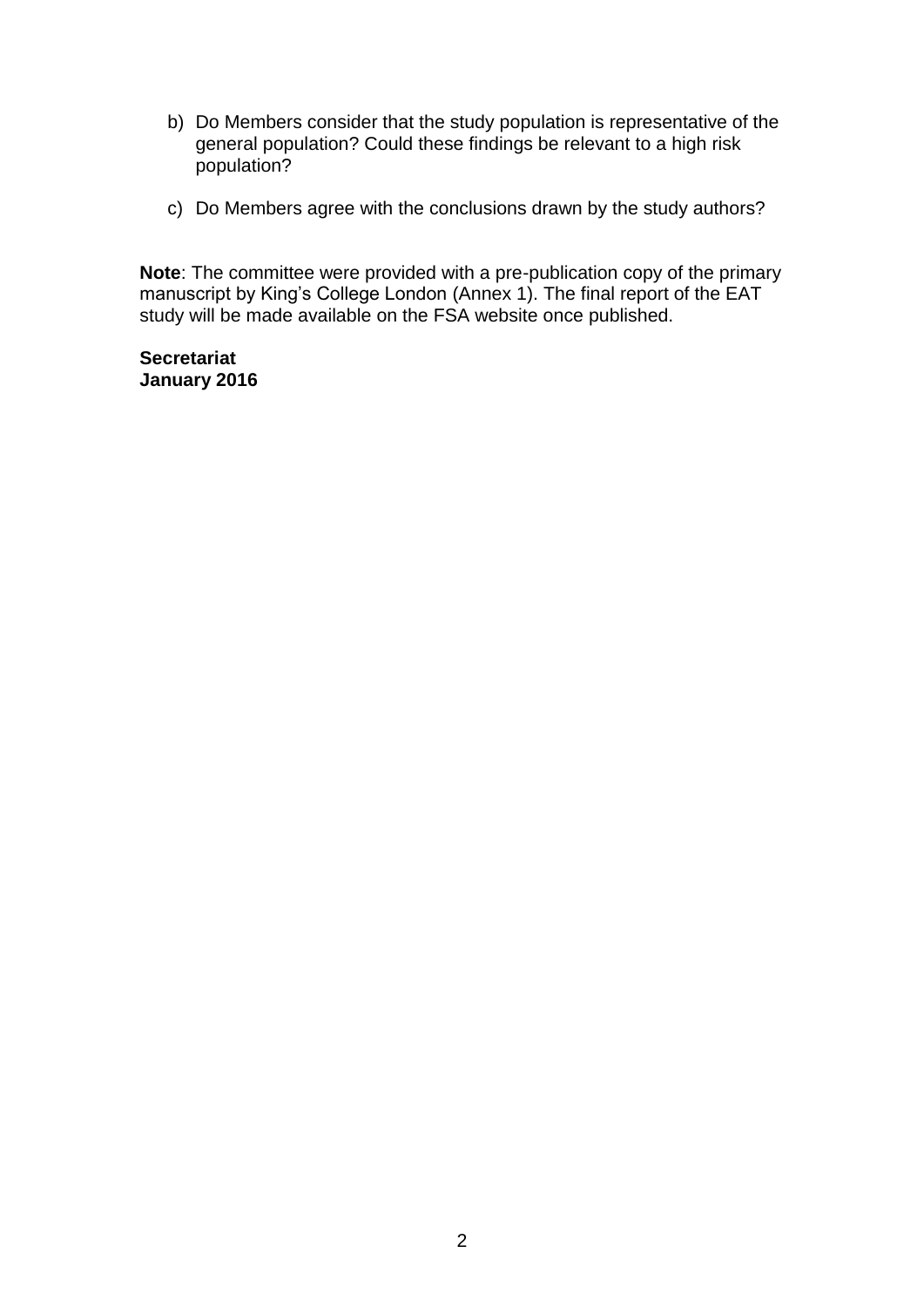b) Do Members consider that the study population is representative of the general population? Could these findings be relevant to a high risk population?

c) Do Members agree with the conclusions drawn by the study authors?

**Note**: The committee were provided with a pre-publication copy of the primary manuscript by King's College London (Annex 1). The final report of the EAT study will be made available on the FSA website once published.

**Secretariat**
**January 2016**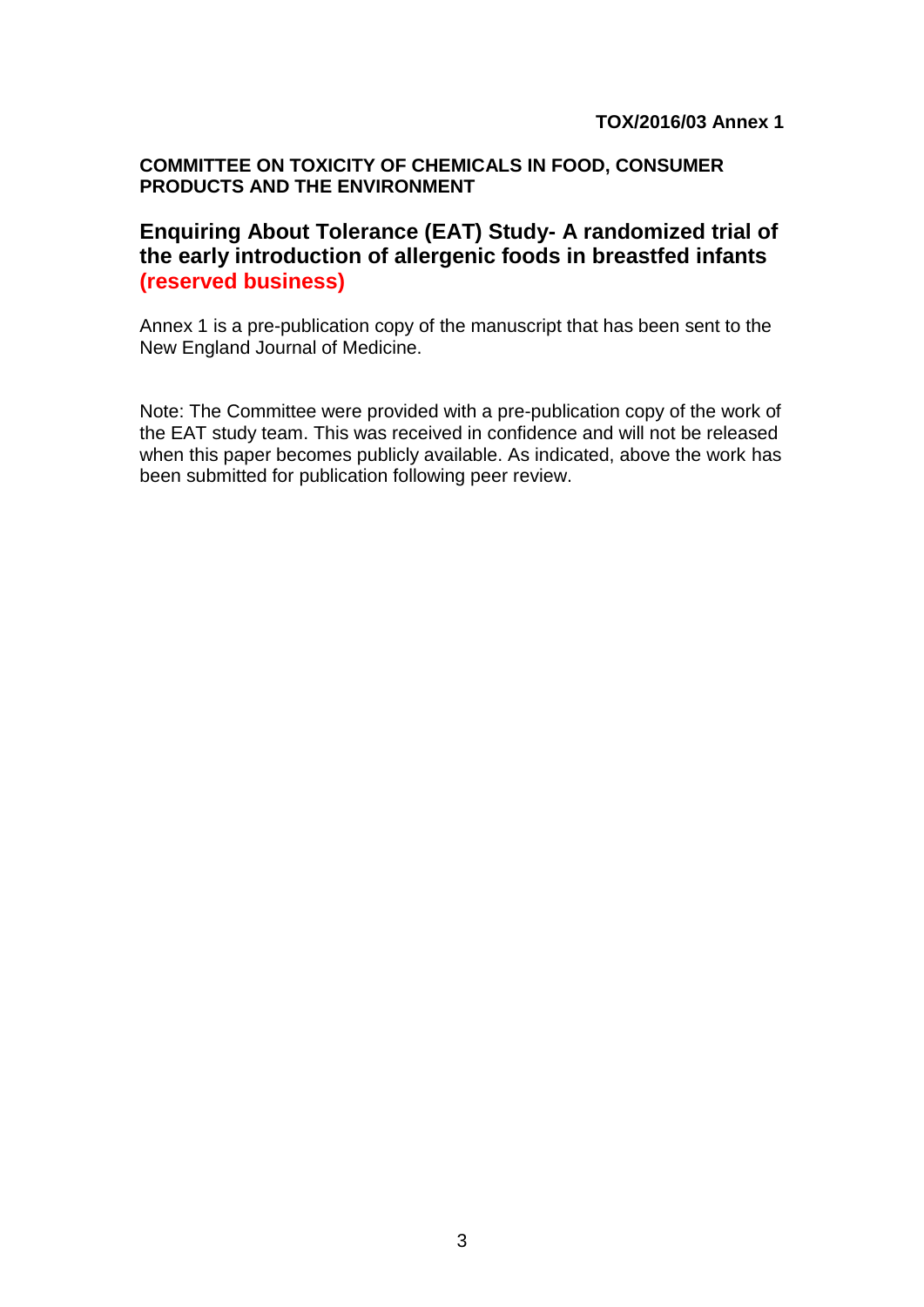**TOX/2016/03 Annex 1**

**COMMITTEE ON TOXICITY OF CHEMICALS IN FOOD, CONSUMER PRODUCTS AND THE ENVIRONMENT**

## Enquiring About Tolerance (EAT) Study- A randomized trial of the early introduction of allergenic foods in breastfed infants (reserved business)

Annex 1 is a pre-publication copy of the manuscript that has been sent to the New England Journal of Medicine.

Note: The Committee were provided with a pre-publication copy of the work of the EAT study team. This was received in confidence and will not be released when this paper becomes publicly available. As indicated, above the work has been submitted for publication following peer review.